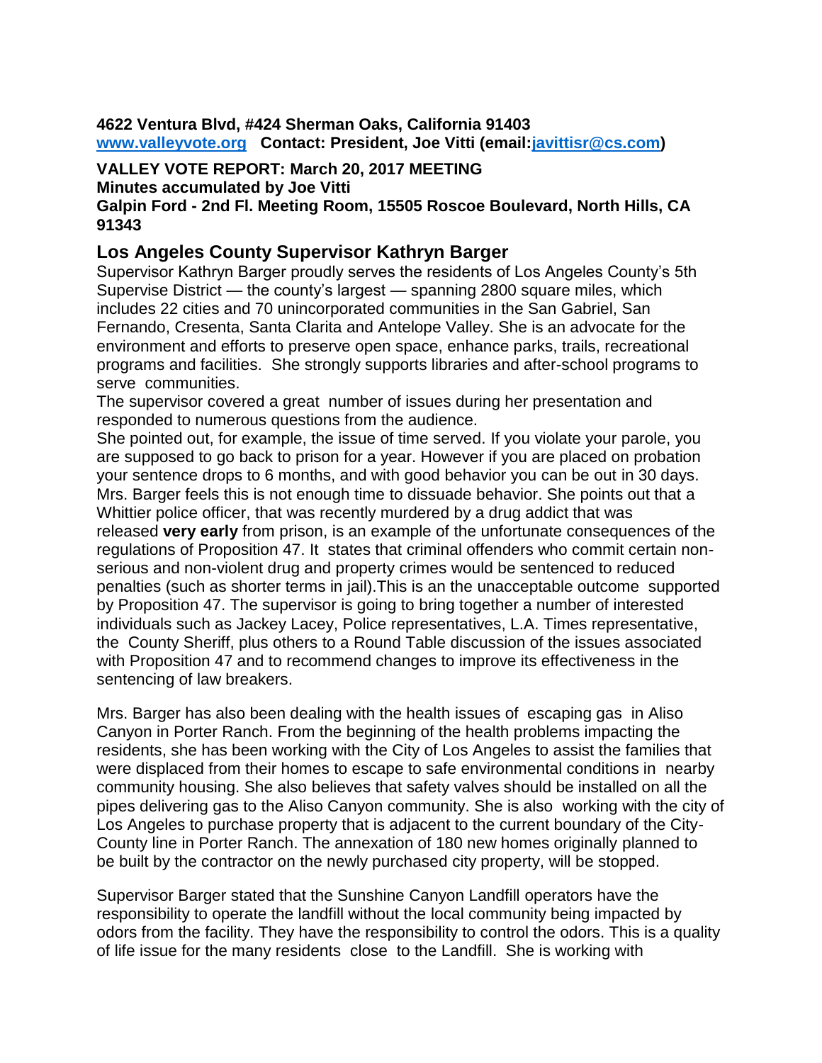**4622 Ventura Blvd, #424 Sherman Oaks, California 91403**
**[www.valleyvote.org](http://www.valleyvote.org) Contact: President, Joe Vitti (email:[javittisr@cs.com](mailto:javittisr@cs.com))**

**VALLEY VOTE REPORT: March 20, 2017 MEETING**
**Minutes accumulated by Joe Vitti**
**Galpin Ford - 2nd Fl. Meeting Room, 15505 Roscoe Boulevard, North Hills, CA 91343**

## Los Angeles County Supervisor Kathryn Barger

Supervisor Kathryn Barger proudly serves the residents of Los Angeles County's 5th Supervise District — the county's largest — spanning 2800 square miles, which includes 22 cities and 70 unincorporated communities in the San Gabriel, San Fernando, Cresenta, Santa Clarita and Antelope Valley. She is an advocate for the environment and efforts to preserve open space, enhance parks, trails, recreational programs and facilities. She strongly supports libraries and after-school programs to serve communities.

The supervisor covered a great number of issues during her presentation and responded to numerous questions from the audience.

She pointed out, for example, the issue of time served. If you violate your parole, you are supposed to go back to prison for a year. However if you are placed on probation your sentence drops to 6 months, and with good behavior you can be out in 30 days. Mrs. Barger feels this is not enough time to dissuade behavior. She points out that a Whittier police officer, that was recently murdered by a drug addict that was released **very early** from prison, is an example of the unfortunate consequences of the regulations of Proposition 47. It states that criminal offenders who commit certain non-serious and non-violent drug and property crimes would be sentenced to reduced penalties (such as shorter terms in jail).This is an the unacceptable outcome supported by Proposition 47. The supervisor is going to bring together a number of interested individuals such as Jackey Lacey, Police representatives, L.A. Times representative, the County Sheriff, plus others to a Round Table discussion of the issues associated with Proposition 47 and to recommend changes to improve its effectiveness in the sentencing of law breakers.

Mrs. Barger has also been dealing with the health issues of escaping gas in Aliso Canyon in Porter Ranch. From the beginning of the health problems impacting the residents, she has been working with the City of Los Angeles to assist the families that were displaced from their homes to escape to safe environmental conditions in nearby community housing. She also believes that safety valves should be installed on all the pipes delivering gas to the Aliso Canyon community. She is also working with the city of Los Angeles to purchase property that is adjacent to the current boundary of the City-County line in Porter Ranch. The annexation of 180 new homes originally planned to be built by the contractor on the newly purchased city property, will be stopped.

Supervisor Barger stated that the Sunshine Canyon Landfill operators have the responsibility to operate the landfill without the local community being impacted by odors from the facility. They have the responsibility to control the odors. This is a quality of life issue for the many residents close to the Landfill. She is working with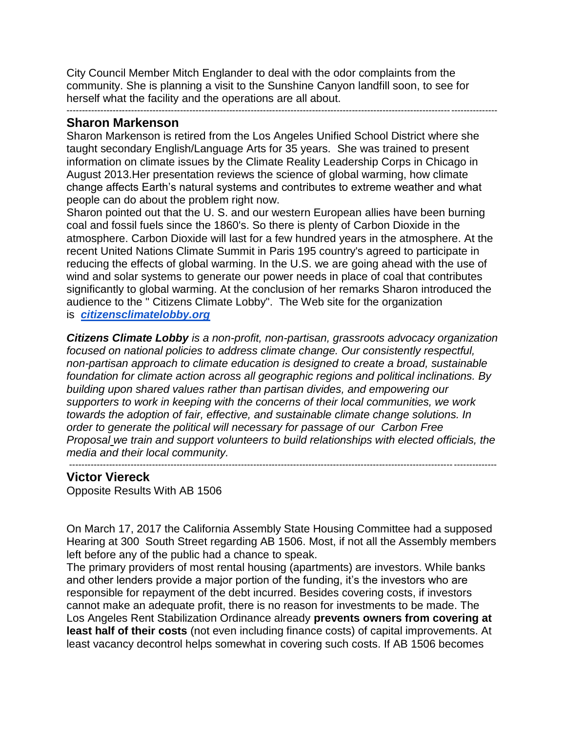City Council Member Mitch Englander to deal with the odor complaints from the community. She is planning a visit to the Sunshine Canyon landfill soon, to see for herself what the facility and the operations are all about.

---

## Sharon Markenson

Sharon Markenson is retired from the Los Angeles Unified School District where she taught secondary English/Language Arts for 35 years. She was trained to present information on climate issues by the Climate Reality Leadership Corps in Chicago in August 2013.Her presentation reviews the science of global warming, how climate change affects Earth's natural systems and contributes to extreme weather and what people can do about the problem right now.

Sharon pointed out that the U. S. and our western European allies have been burning coal and fossil fuels since the 1860's. So there is plenty of Carbon Dioxide in the atmosphere. Carbon Dioxide will last for a few hundred years in the atmosphere. At the recent United Nations Climate Summit in Paris 195 country's agreed to participate in reducing the effects of global warming. In the U.S. we are going ahead with the use of wind and solar systems to generate our power needs in place of coal that contributes significantly to global warming. At the conclusion of her remarks Sharon introduced the audience to the " Citizens Climate Lobby". The Web site for the organization is ***citizensclimatelobby.org***

***Citizens Climate Lobby*** *is a non-profit, non-partisan, grassroots advocacy organization focused on national policies to address climate change. Our consistently respectful, non-partisan approach to climate education is designed to create a broad, sustainable foundation for climate action across all geographic regions and political inclinations. By building upon shared values rather than partisan divides, and empowering our supporters to work in keeping with the concerns of their local communities, we work towards the adoption of fair, effective, and sustainable climate change solutions. In order to generate the political will necessary for passage of our Carbon Free Proposal we train and support volunteers to build relationships with elected officials, the media and their local community.*

---

## Victor Viereck

Opposite Results With AB 1506

On March 17, 2017 the California Assembly State Housing Committee had a supposed Hearing at 300 South Street regarding AB 1506. Most, if not all the Assembly members left before any of the public had a chance to speak.

The primary providers of most rental housing (apartments) are investors. While banks and other lenders provide a major portion of the funding, it's the investors who are responsible for repayment of the debt incurred. Besides covering costs, if investors cannot make an adequate profit, there is no reason for investments to be made. The Los Angeles Rent Stabilization Ordinance already **prevents owners from covering at least half of their costs** (not even including finance costs) of capital improvements. At least vacancy decontrol helps somewhat in covering such costs. If AB 1506 becomes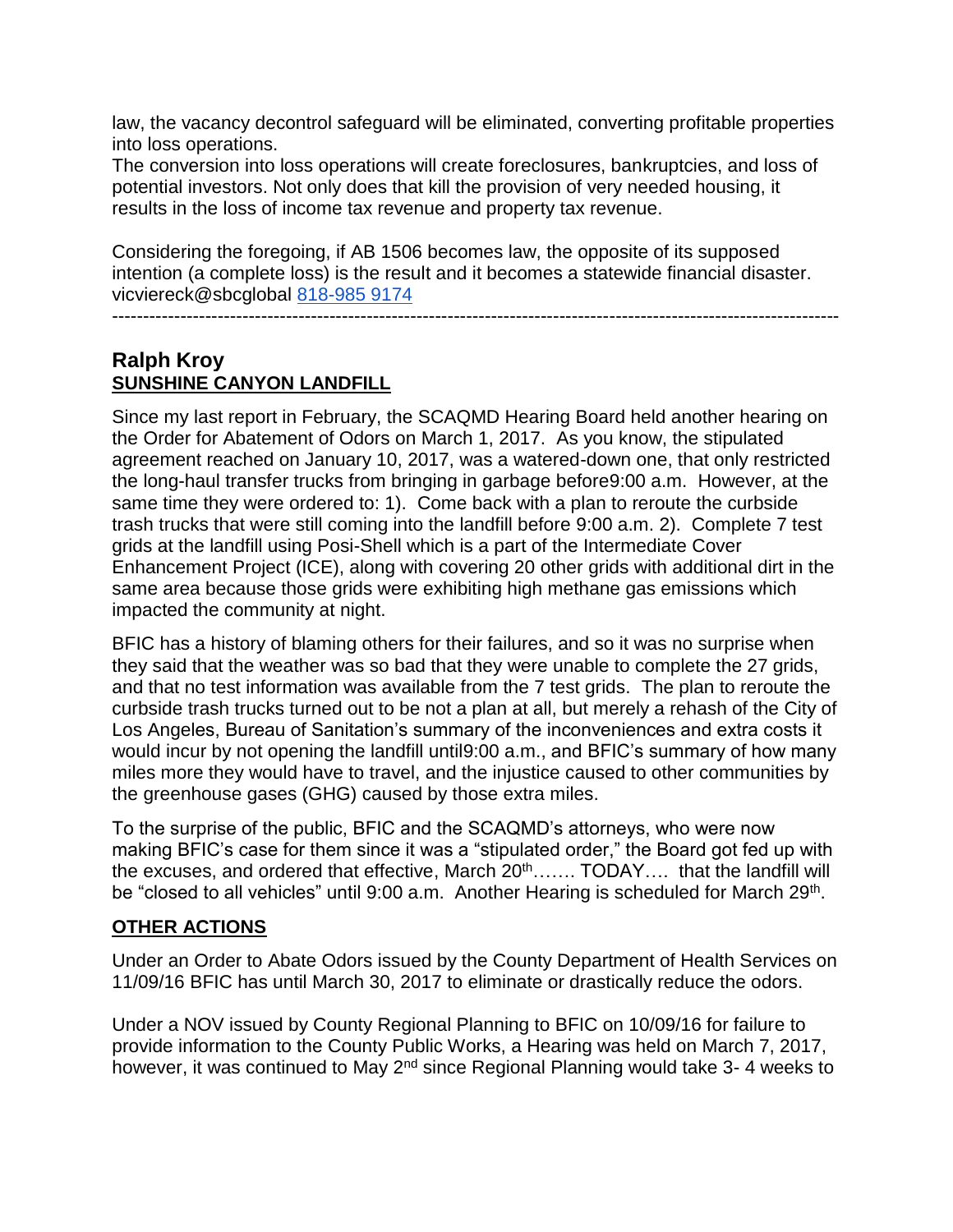law, the vacancy decontrol safeguard will be eliminated, converting profitable properties into loss operations.
The conversion into loss operations will create foreclosures, bankruptcies, and loss of potential investors. Not only does that kill the provision of very needed housing, it results in the loss of income tax revenue and property tax revenue.

Considering the foregoing, if AB 1506 becomes law, the opposite of its supposed intention (a complete loss) is the result and it becomes a statewide financial disaster.
vicviereck@sbcglobal 818-985 9174

---

## Ralph Kroy
**SUNSHINE CANYON LANDFILL**

Since my last report in February, the SCAQMD Hearing Board held another hearing on the Order for Abatement of Odors on March 1, 2017. As you know, the stipulated agreement reached on January 10, 2017, was a watered-down one, that only restricted the long-haul transfer trucks from bringing in garbage before9:00 a.m. However, at the same time they were ordered to: 1). Come back with a plan to reroute the curbside trash trucks that were still coming into the landfill before 9:00 a.m. 2). Complete 7 test grids at the landfill using Posi-Shell which is a part of the Intermediate Cover Enhancement Project (ICE), along with covering 20 other grids with additional dirt in the same area because those grids were exhibiting high methane gas emissions which impacted the community at night.

BFIC has a history of blaming others for their failures, and so it was no surprise when they said that the weather was so bad that they were unable to complete the 27 grids, and that no test information was available from the 7 test grids. The plan to reroute the curbside trash trucks turned out to be not a plan at all, but merely a rehash of the City of Los Angeles, Bureau of Sanitation's summary of the inconveniences and extra costs it would incur by not opening the landfill until9:00 a.m., and BFIC's summary of how many miles more they would have to travel, and the injustice caused to other communities by the greenhouse gases (GHG) caused by those extra miles.

To the surprise of the public, BFIC and the SCAQMD's attorneys, who were now making BFIC's case for them since it was a "stipulated order," the Board got fed up with the excuses, and ordered that effective, March 20th……. TODAY…. that the landfill will be "closed to all vehicles" until 9:00 a.m. Another Hearing is scheduled for March 29th.

**OTHER ACTIONS**

Under an Order to Abate Odors issued by the County Department of Health Services on 11/09/16 BFIC has until March 30, 2017 to eliminate or drastically reduce the odors.

Under a NOV issued by County Regional Planning to BFIC on 10/09/16 for failure to provide information to the County Public Works, a Hearing was held on March 7, 2017, however, it was continued to May 2nd since Regional Planning would take 3- 4 weeks to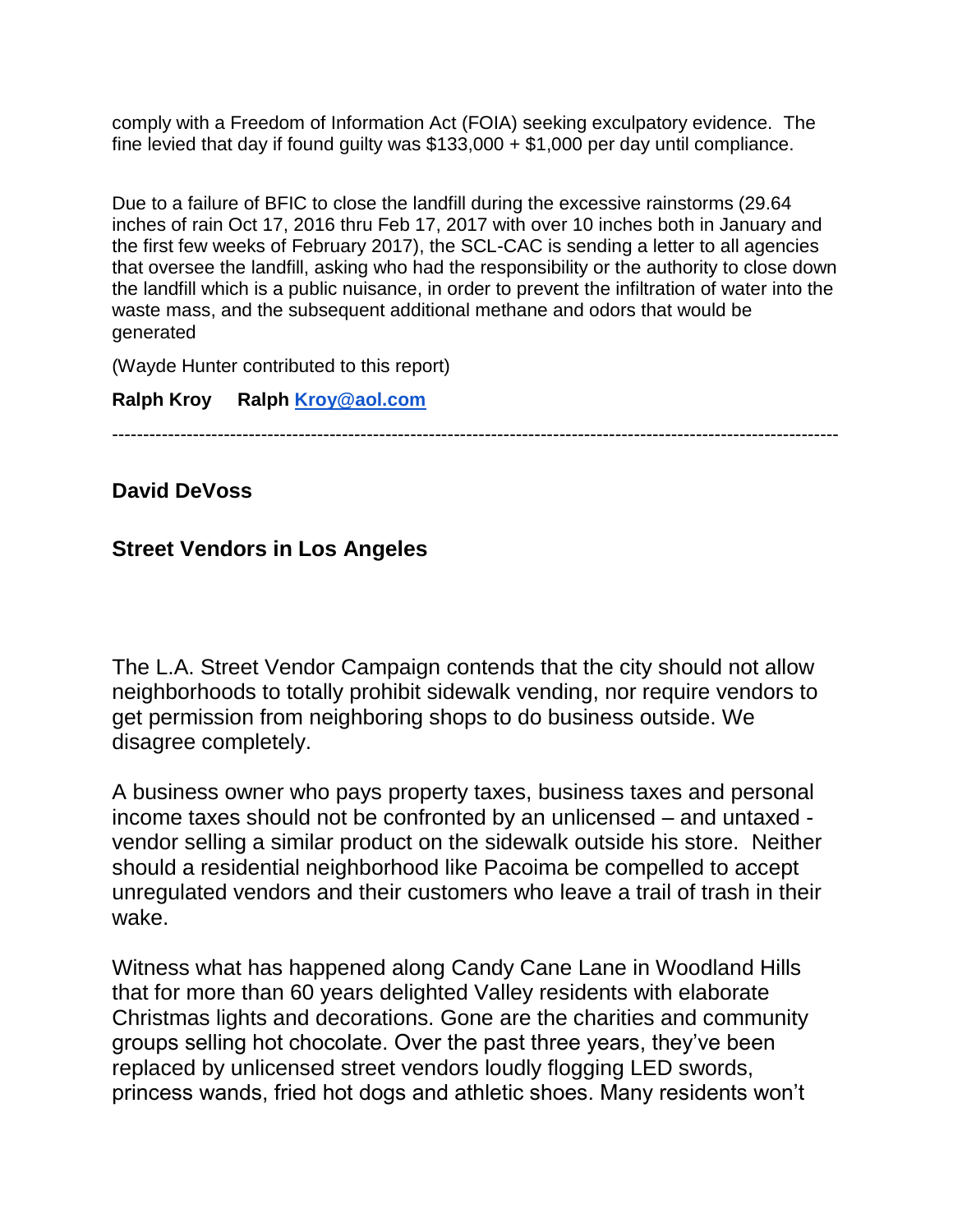comply with a Freedom of Information Act (FOIA) seeking exculpatory evidence. The fine levied that day if found guilty was $133,000 + $1,000 per day until compliance.

Due to a failure of BFIC to close the landfill during the excessive rainstorms (29.64 inches of rain Oct 17, 2016 thru Feb 17, 2017 with over 10 inches both in January and the first few weeks of February 2017), the SCL-CAC is sending a letter to all agencies that oversee the landfill, asking who had the responsibility or the authority to close down the landfill which is a public nuisance, in order to prevent the infiltration of water into the waste mass, and the subsequent additional methane and odors that would be generated

(Wayde Hunter contributed to this report)

**Ralph Kroy     Ralph [Kroy@aol.com](mailto:Kroy@aol.com)**

---

**David DeVoss**

**Street Vendors in Los Angeles**

The L.A. Street Vendor Campaign contends that the city should not allow neighborhoods to totally prohibit sidewalk vending, nor require vendors to get permission from neighboring shops to do business outside. We disagree completely.

A business owner who pays property taxes, business taxes and personal income taxes should not be confronted by an unlicensed – and untaxed - vendor selling a similar product on the sidewalk outside his store. Neither should a residential neighborhood like Pacoima be compelled to accept unregulated vendors and their customers who leave a trail of trash in their wake.

Witness what has happened along Candy Cane Lane in Woodland Hills that for more than 60 years delighted Valley residents with elaborate Christmas lights and decorations. Gone are the charities and community groups selling hot chocolate. Over the past three years, they've been replaced by unlicensed street vendors loudly flogging LED swords, princess wands, fried hot dogs and athletic shoes. Many residents won't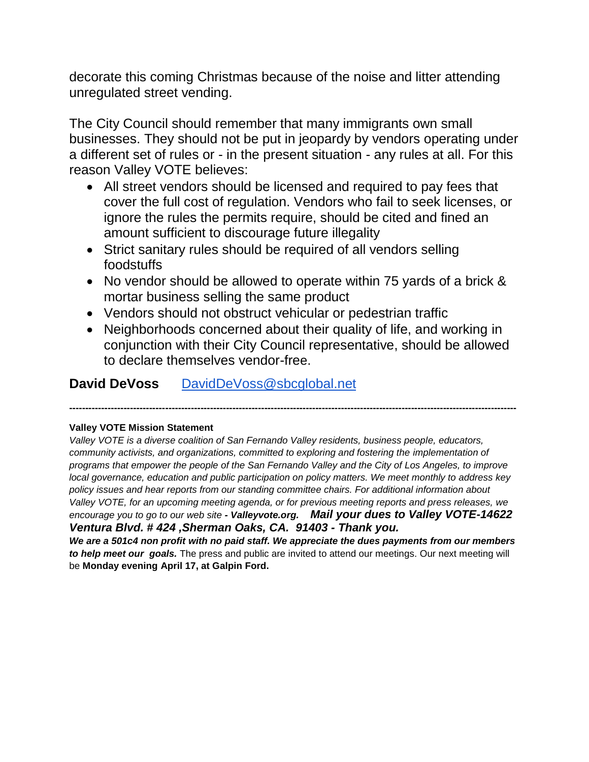decorate this coming Christmas because of the noise and litter attending unregulated street vending.

The City Council should remember that many immigrants own small businesses. They should not be put in jeopardy by vendors operating under a different set of rules or - in the present situation - any rules at all. For this reason Valley VOTE believes:

- All street vendors should be licensed and required to pay fees that cover the full cost of regulation. Vendors who fail to seek licenses, or ignore the rules the permits require, should be cited and fined an amount sufficient to discourage future illegality
- Strict sanitary rules should be required of all vendors selling foodstuffs
- No vendor should be allowed to operate within 75 yards of a brick & mortar business selling the same product
- Vendors should not obstruct vehicular or pedestrian traffic
- Neighborhoods concerned about their quality of life, and working in conjunction with their City Council representative, should be allowed to declare themselves vendor-free.

**David DeVoss** DavidDeVoss@sbcglobal.net

---

**Valley VOTE Mission Statement**

*Valley VOTE is a diverse coalition of San Fernando Valley residents, business people, educators, community activists, and organizations, committed to exploring and fostering the implementation of programs that empower the people of the San Fernando Valley and the City of Los Angeles, to improve local governance, education and public participation on policy matters. We meet monthly to address key policy issues and hear reports from our standing committee chairs. For additional information about Valley VOTE, for an upcoming meeting agenda, or for previous meeting reports and press releases, we encourage you to go to our web site* ***- Valleyvote.org.*** ***Mail your dues to Valley VOTE-14622 Ventura Blvd. # 424 ,Sherman Oaks, CA. 91403 - Thank you.***

***We are a 501c4 non profit with no paid staff. We appreciate the dues payments from our members to help meet our goals.*** The press and public are invited to attend our meetings. Our next meeting will be **Monday evening April 17, at Galpin Ford.**